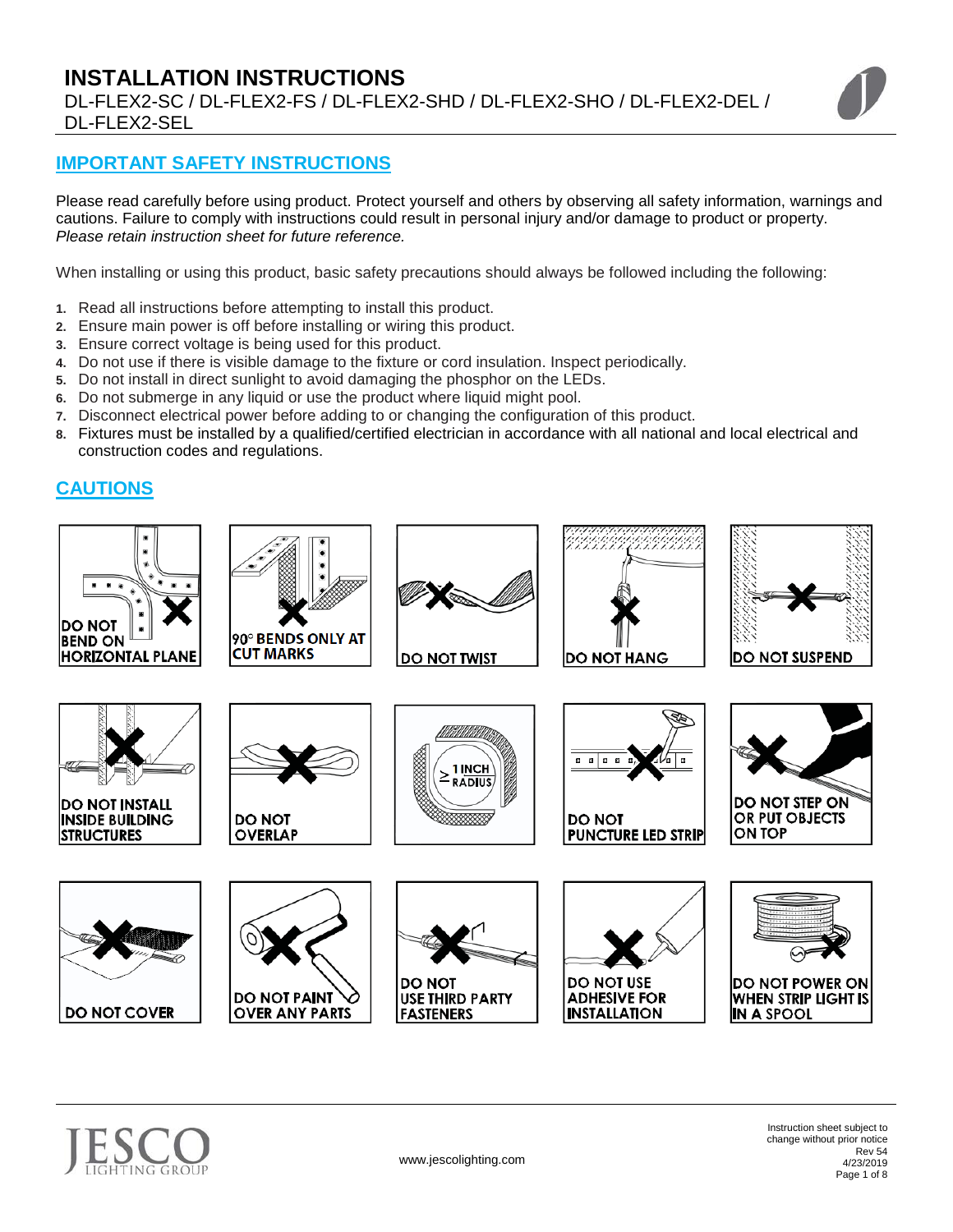# INSTALLATION INSTRUCTIONS

DL-FLEX2-SC / DL-FLEX2-FS / DL-FLEX2-SHD / DL-FLEX2-SHO / DL-FLEX2-DEL / DL-FLEX2-SEL

## IMPORTANT SAFETY INSTRUCTIONS

Please read carefully before using product. Protect yourself and others by observing all safety information, warnings and cautions. Failure to comply with instructions could result in personal injury and/or damage to product or property. *Please retain instruction sheet for future reference.*

When installing or using this product, basic safety precautions should always be followed including the following:

1. Read all instructions before attempting to install this product.
2. Ensure main power is off before installing or wiring this product.
3. Ensure correct voltage is being used for this product.
4. Do not use if there is visible damage to the fixture or cord insulation. Inspect periodically.
5. Do not install in direct sunlight to avoid damaging the phosphor on the LEDs.
6. Do not submerge in any liquid or use the product where liquid might pool.
7. Disconnect electrical power before adding to or changing the configuration of this product.
8. Fixtures must be installed by a qualified/certified electrician in accordance with all national and local electrical and construction codes and regulations.

## CAUTIONS

- DO NOT BEND ON HORIZONTAL PLANE
- 90° BENDS ONLY AT CUT MARKS
- DO NOT TWIST
- DO NOT HANG
- DO NOT SUSPEND
- DO NOT INSTALL INSIDE BUILDING STRUCTURES
- DO NOT OVERLAP
- ≥ 1 INCH RADIUS
- DO NOT PUNCTURE LED STRIP
- DO NOT STEP ON OR PUT OBJECTS ON TOP
- DO NOT COVER
- DO NOT PAINT OVER ANY PARTS
- DO NOT USE THIRD PARTY FASTENERS
- DO NOT USE ADHESIVE FOR INSTALLATION
- DO NOT POWER ON WHEN STRIP LIGHT IS IN A SPOOL

www.jescolighting.com

Instruction sheet subject to change without prior notice
Rev 54
4/23/2019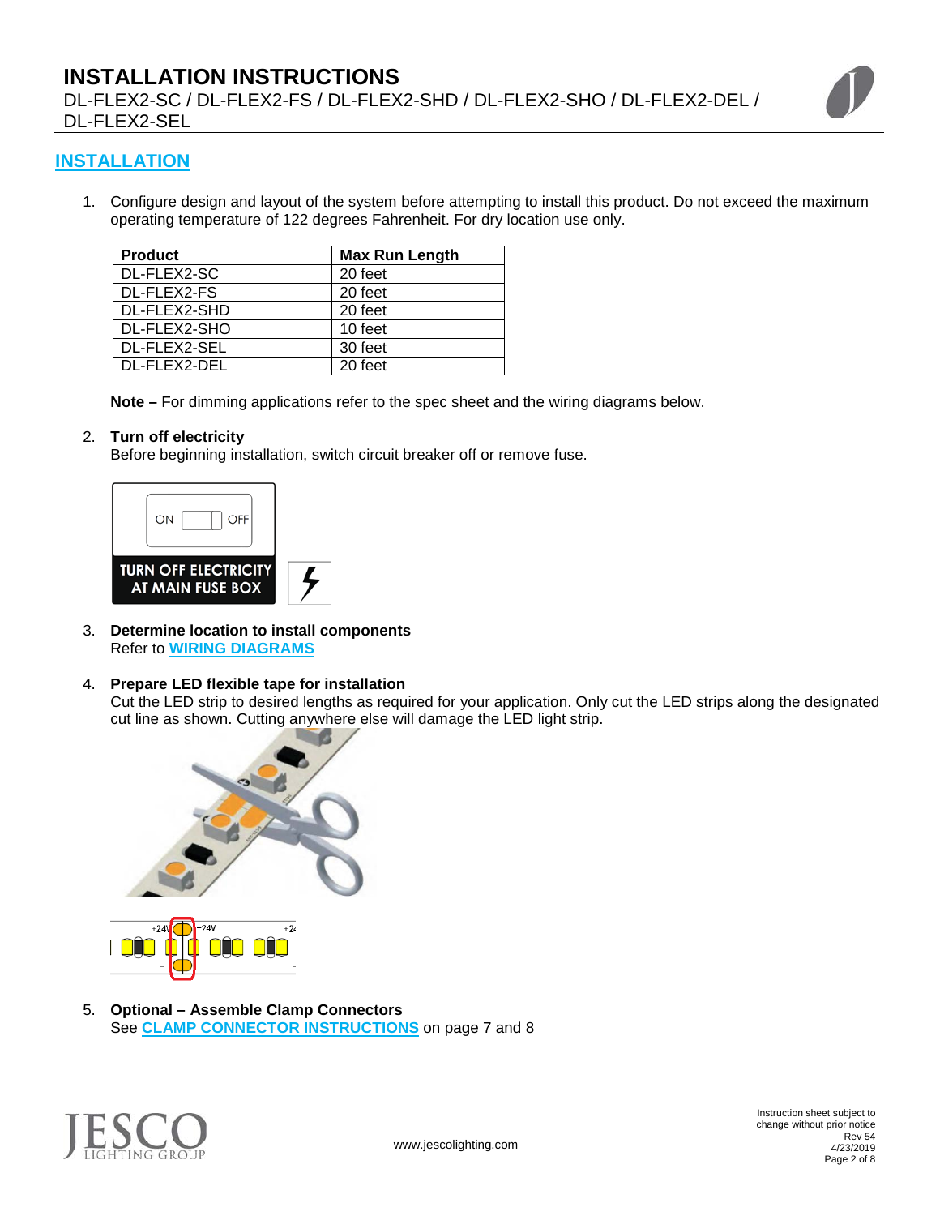## INSTALLATION

1. Configure design and layout of the system before attempting to install this product. Do not exceed the maximum operating temperature of 122 degrees Fahrenheit. For dry location use only.

| Product | Max Run Length |
|---|---|
| DL-FLEX2-SC | 20 feet |
| DL-FLEX2-FS | 20 feet |
| DL-FLEX2-SHD | 20 feet |
| DL-FLEX2-SHO | 10 feet |
| DL-FLEX2-SEL | 30 feet |
| DL-FLEX2-DEL | 20 feet |

**Note –** For dimming applications refer to the spec sheet and the wiring diagrams below.

2. **Turn off electricity**
Before beginning installation, switch circuit breaker off or remove fuse.

3. **Determine location to install components**
Refer to WIRING DIAGRAMS

4. **Prepare LED flexible tape for installation**
Cut the LED strip to desired lengths as required for your application. Only cut the LED strips along the designated cut line as shown. Cutting anywhere else will damage the LED light strip.

5. **Optional – Assemble Clamp Connectors**
See CLAMP CONNECTOR INSTRUCTIONS on page 7 and 8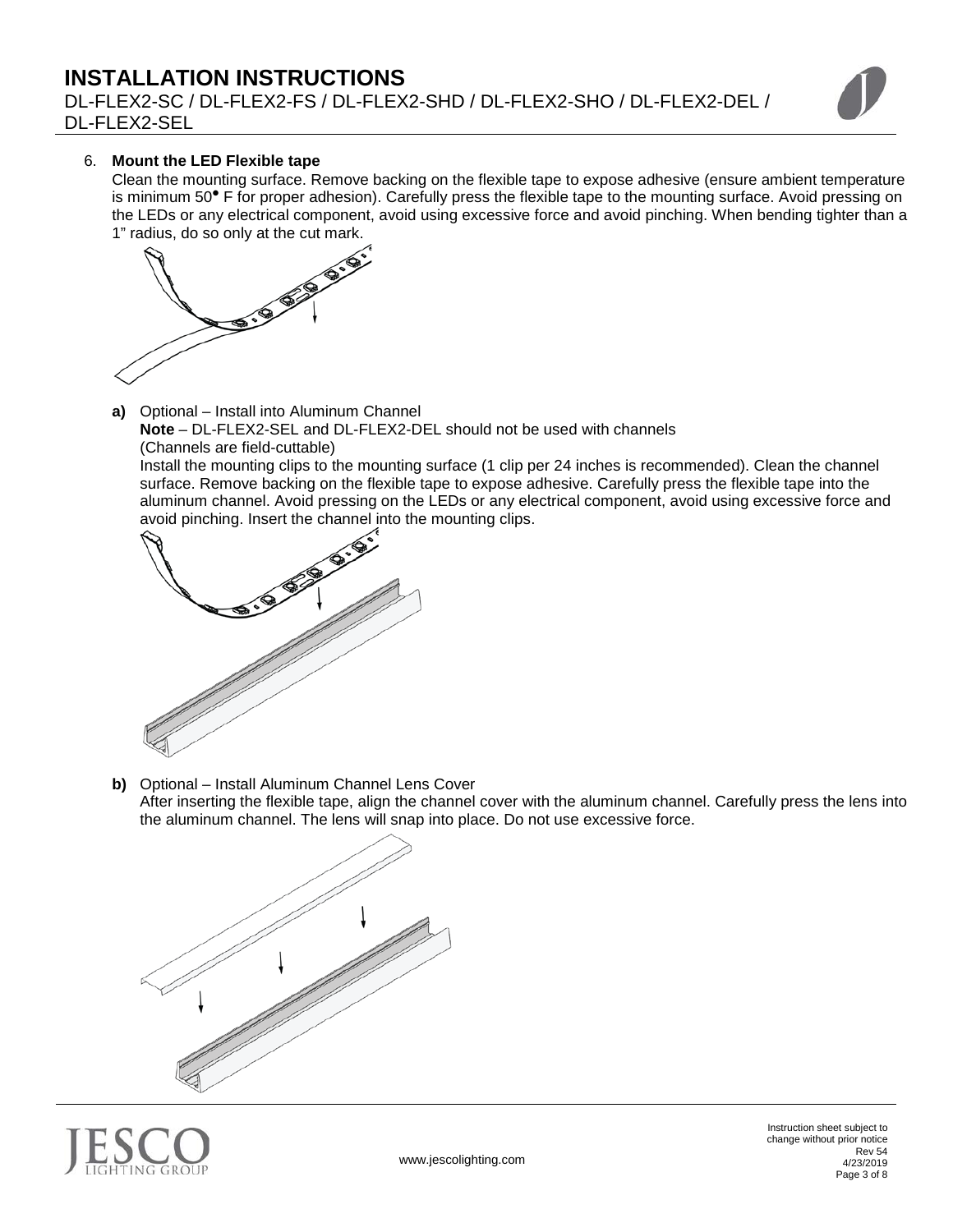6. **Mount the LED Flexible tape**

   Clean the mounting surface. Remove backing on the flexible tape to expose adhesive (ensure ambient temperature is minimum 50° F for proper adhesion). Carefully press the flexible tape to the mounting surface. Avoid pressing on the LEDs or any electrical component, avoid using excessive force and avoid pinching. When bending tighter than a 1" radius, do so only at the cut mark.

   **a)** Optional – Install into Aluminum Channel
   **Note** – DL-FLEX2-SEL and DL-FLEX2-DEL should not be used with channels
   (Channels are field-cuttable)
   Install the mounting clips to the mounting surface (1 clip per 24 inches is recommended). Clean the channel surface. Remove backing on the flexible tape to expose adhesive. Carefully press the flexible tape into the aluminum channel. Avoid pressing on the LEDs or any electrical component, avoid using excessive force and avoid pinching. Insert the channel into the mounting clips.

   **b)** Optional – Install Aluminum Channel Lens Cover
   After inserting the flexible tape, align the channel cover with the aluminum channel. Carefully press the lens into the aluminum channel. The lens will snap into place. Do not use excessive force.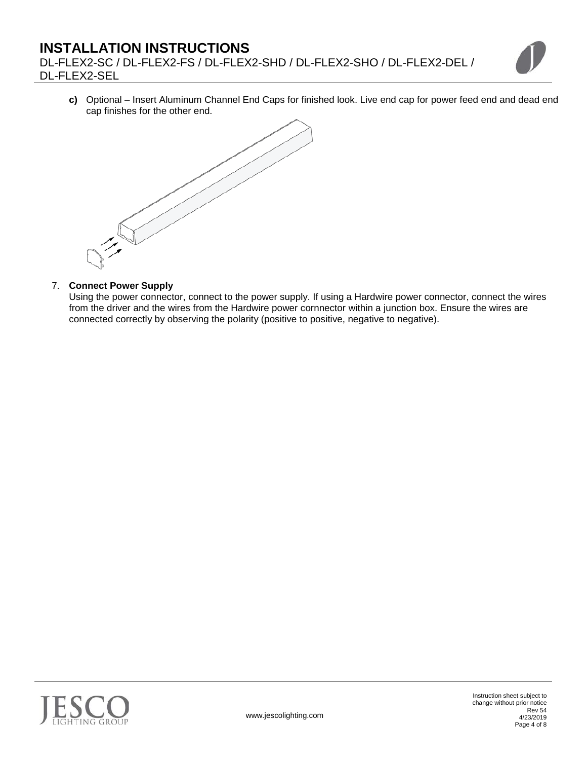c) Optional – Insert Aluminum Channel End Caps for finished look. Live end cap for power feed end and dead end cap finishes for the other end.

7. **Connect Power Supply**
   Using the power connector, connect to the power supply. If using a Hardwire power connector, connect the wires from the driver and the wires from the Hardwire power cornnector within a junction box. Ensure the wires are connected correctly by observing the polarity (positive to positive, negative to negative).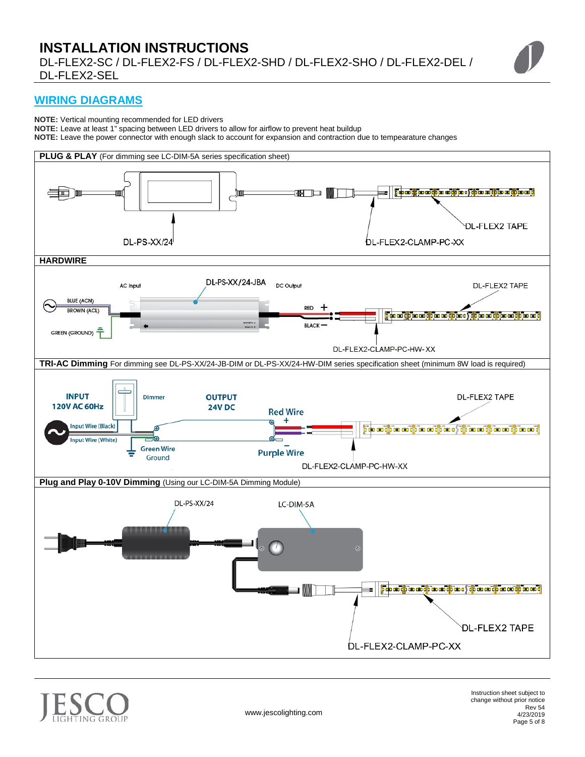## WIRING DIAGRAMS

**NOTE:** Vertical mounting recommended for LED drivers
**NOTE:** Leave at least 1" spacing between LED drivers to allow for airflow to prevent heat buildup
**NOTE:** Leave the power connector with enough slack to account for expansion and contraction due to tempearature changes

**PLUG & PLAY** (For dimming see LC-DIM-5A series specification sheet)

DL-PS-XX/24

DL-FLEX2-CLAMP-PC-XX

DL-FLEX2 TAPE

**HARDWIRE**

AC Input

DL-PS-XX/24-JBA

DC Output

DL-FLEX2 TAPE

BLUE (ACN)

BROWN (ACL)

GREEN (GROUND)

RED +

BLACK −

DL-FLEX2-CLAMP-PC-HW-XX

**TRI-AC Dimming** For dimming see DL-PS-XX/24-JB-DIM or DL-PS-XX/24-HW-DIM series specification sheet (minimum 8W load is required)

INPUT
120V AC 60Hz

Dimmer

OUTPUT
24V DC

DL-FLEX2 TAPE

Red Wire +

Input Wire (Black)

Input Wire (White)

Green Wire
Ground

Purple Wire −

DL-FLEX2-CLAMP-PC-HW-XX

**Plug and Play 0-10V Dimming** (Using our LC-DIM-5A Dimming Module)

DL-PS-XX/24

LC-DIM-5A

DL-FLEX2 TAPE

DL-FLEX2-CLAMP-PC-XX

www.jescolighting.com

Instruction sheet subject to change without prior notice
Rev 54
4/23/2019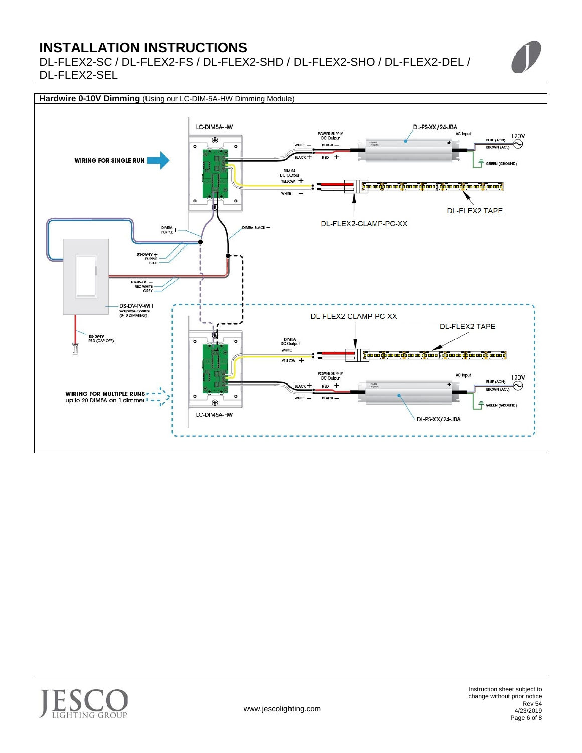## Hardwire 0-10V Dimming (Using our LC-DIM-5A-HW Dimming Module)

LC-DIM5A-HW

DL-PS-XX/24-JBA

POWER SUPPLY DC Output

AC Input

120V

WHITE −

BLACK −

BLUE (ACN)

BROWN (ACL)

WIRING FOR SINGLE RUN

BLACK +

RED +

GREEN (GROUND)

DIM5A DC Output

YELLOW +

WHITE −

DL-FLEX2 TAPE

DL-FLEX2-CLAMP-PC-XX

DIM5A PURPLE +

DIM5A BLACK −

DS-DV-TV + PURPLE BLUE

DS-DV-TV − RED WHITE GREY

DS-DV-TV-WH Wallplate Control (0-10 DIMMING)

DL-FLEX2-CLAMP-PC-XX

DL-FLEX2 TAPE

DS-DV-TV RED (CAP OFF)

DIM5A DC Output

WHITE

YELLOW +

POWER SUPPLY DC Output

AC Input

120V

BLACK +

RED +

BLUE (ACN)

BROWN (ACL)

WIRING FOR MULTIPLE RUNS up to 20 DIM5A on 1 dimmer

WHITE −

BLACK −

GREEN (GROUND)

LC-DIM5A-HW

DL-PS-XX/24-JBA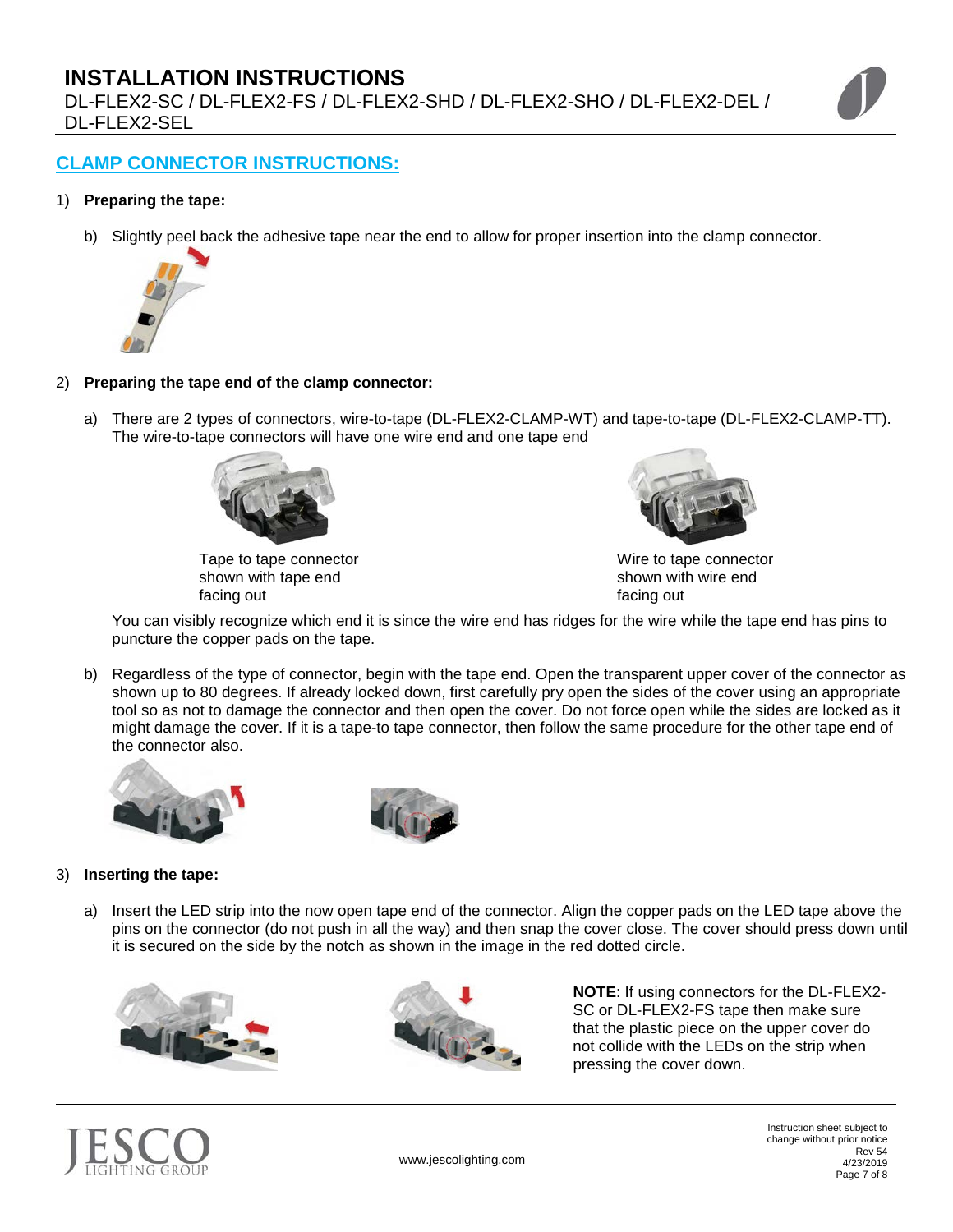## CLAMP CONNECTOR INSTRUCTIONS:

1) **Preparing the tape:**

   b) Slightly peel back the adhesive tape near the end to allow for proper insertion into the clamp connector.

2) **Preparing the tape end of the clamp connector:**

   a) There are 2 types of connectors, wire-to-tape (DL-FLEX2-CLAMP-WT) and tape-to-tape (DL-FLEX2-CLAMP-TT). The wire-to-tape connectors will have one wire end and one tape end

   Tape to tape connector shown with tape end facing out

   Wire to tape connector shown with wire end facing out

   You can visibly recognize which end it is since the wire end has ridges for the wire while the tape end has pins to puncture the copper pads on the tape.

   b) Regardless of the type of connector, begin with the tape end. Open the transparent upper cover of the connector as shown up to 80 degrees. If already locked down, first carefully pry open the sides of the cover using an appropriate tool so as not to damage the connector and then open the cover. Do not force open while the sides are locked as it might damage the cover. If it is a tape-to tape connector, then follow the same procedure for the other tape end of the connector also.

3) **Inserting the tape:**

   a) Insert the LED strip into the now open tape end of the connector. Align the copper pads on the LED tape above the pins on the connector (do not push in all the way) and then snap the cover close. The cover should press down until it is secured on the side by the notch as shown in the image in the red dotted circle.

   **NOTE**: If using connectors for the DL-FLEX2-SC or DL-FLEX2-FS tape then make sure that the plastic piece on the upper cover do not collide with the LEDs on the strip when pressing the cover down.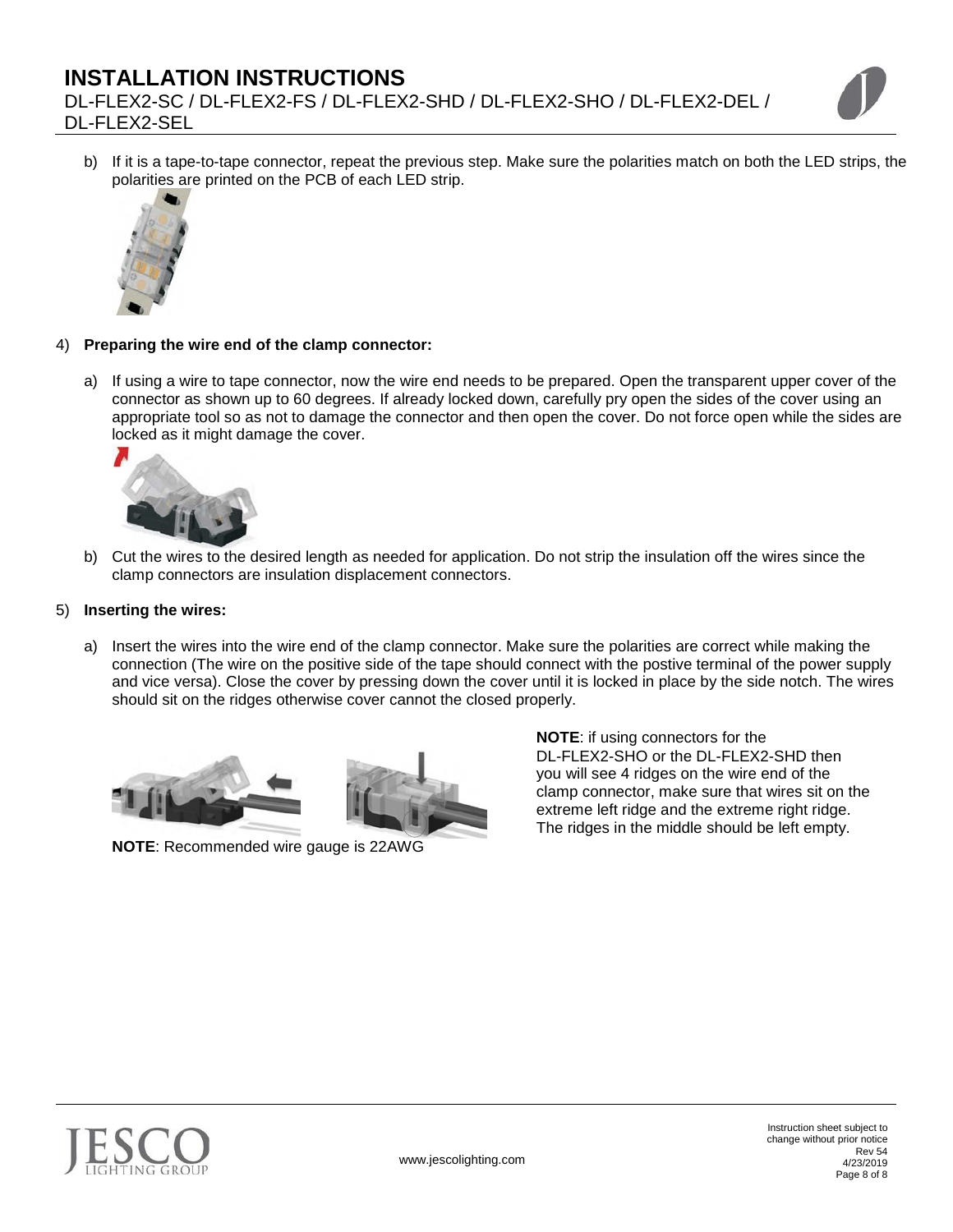b) If it is a tape-to-tape connector, repeat the previous step. Make sure the polarities match on both the LED strips, the polarities are printed on the PCB of each LED strip.

4) **Preparing the wire end of the clamp connector:**

a) If using a wire to tape connector, now the wire end needs to be prepared. Open the transparent upper cover of the connector as shown up to 60 degrees. If already locked down, carefully pry open the sides of the cover using an appropriate tool so as not to damage the connector and then open the cover. Do not force open while the sides are locked as it might damage the cover.

b) Cut the wires to the desired length as needed for application. Do not strip the insulation off the wires since the clamp connectors are insulation displacement connectors.

5) **Inserting the wires:**

a) Insert the wires into the wire end of the clamp connector. Make sure the polarities are correct while making the connection (The wire on the positive side of the tape should connect with the postive terminal of the power supply and vice versa). Close the cover by pressing down the cover until it is locked in place by the side notch. The wires should sit on the ridges otherwise cover cannot the closed properly.

**NOTE**: Recommended wire gauge is 22AWG

**NOTE**: if using connectors for the DL-FLEX2-SHO or the DL-FLEX2-SHD then you will see 4 ridges on the wire end of the clamp connector, make sure that wires sit on the extreme left ridge and the extreme right ridge. The ridges in the middle should be left empty.